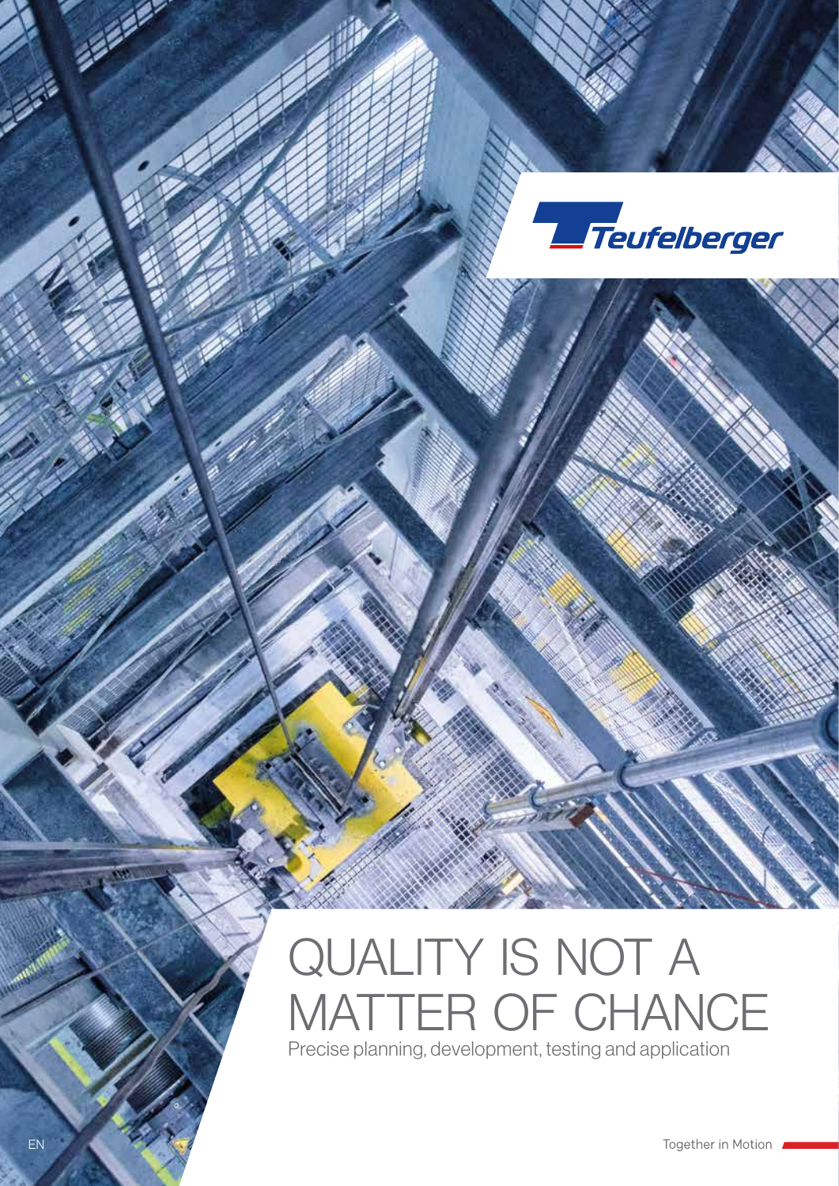Teufelberger

# QUALITY IS NOT A MATTER OF CHANCE

Precise planning, development, testing and application

EN

Together in Motion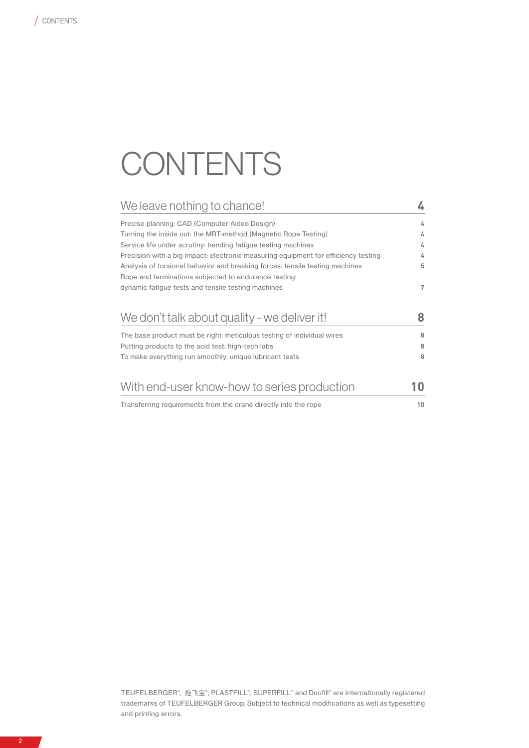# CONTENTS

## We leave nothing to chance! — 4

| | |
|---|---|
| Precise planning: CAD (Computer Aided Design) | 4 |
| Turning the inside out: the MRT-method (Magnetic Rope Testing) | 4 |
| Service life under scrutiny: bending fatigue testing machines | 4 |
| Precision with a big impact: electronic measuring equipment for efficiency testing | 4 |
| Analysis of torsional behavior and breaking forces: tensile testing machines | 5 |
| Rope end terminations subjected to endurance testing: dynamic fatigue tests and tensile testing machines | 7 |

## We don't talk about quality - we deliver it! — 8

| | |
|---|---|
| The base product must be right: meticulous testing of individual wires | 8 |
| Putting products to the acid test: high-tech labs | 8 |
| To make everything run smoothly: unique lubricant tests | 8 |

## With end-user know-how to series production — 10

| | |
|---|---|
| Transferring requirements from the crane directly into the rope | 10 |

TEUFELBERGER®, 拖飞宝®, PLASTFILL®, SUPERFILL® and Duofill® are internationally registered trademarks of TEUFELBERGER Group. Subject to technical modifications as well as typesetting and printing errors.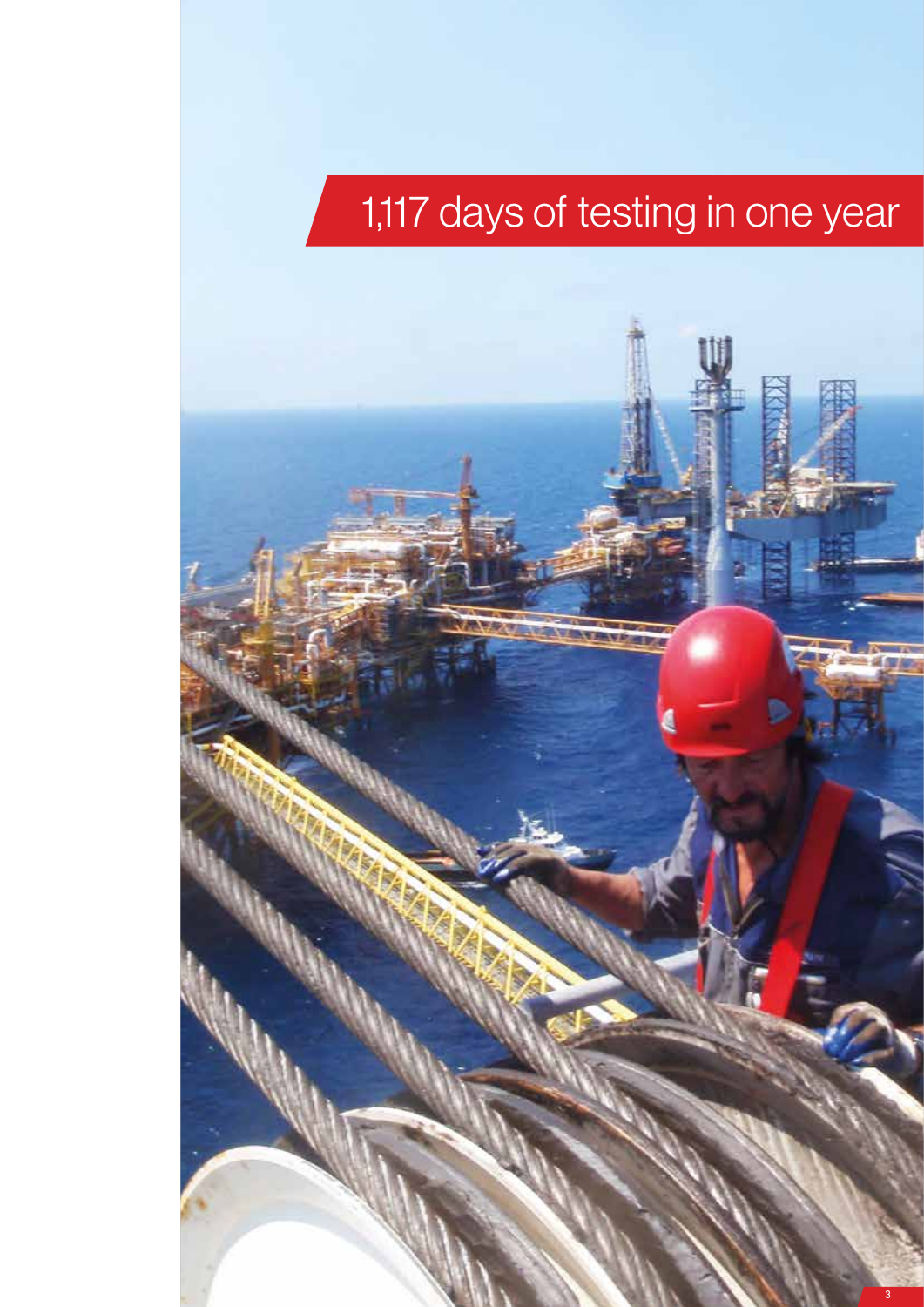# 1,117 days of testing in one year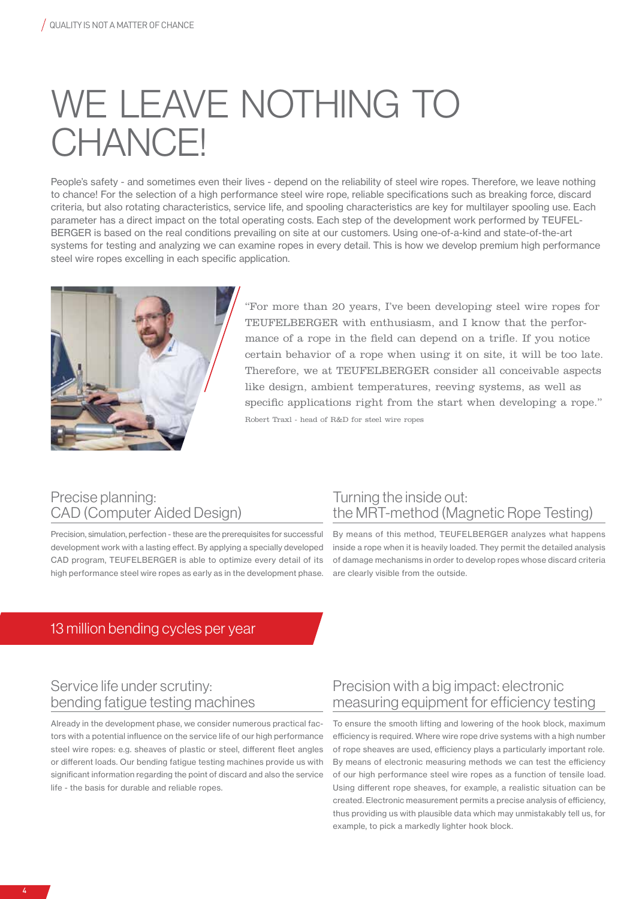# WE LEAVE NOTHING TO CHANCE!

People's safety - and sometimes even their lives - depend on the reliability of steel wire ropes. Therefore, we leave nothing to chance! For the selection of a high performance steel wire rope, reliable specifications such as breaking force, discard criteria, but also rotating characteristics, service life, and spooling characteristics are key for multilayer spooling use. Each parameter has a direct impact on the total operating costs. Each step of the development work performed by TEUFELBERGER is based on the real conditions prevailing on site at our customers. Using one-of-a-kind and state-of-the-art systems for testing and analyzing we can examine ropes in every detail. This is how we develop premium high performance steel wire ropes excelling in each specific application.

"For more than 20 years, I've been developing steel wire ropes for TEUFELBERGER with enthusiasm, and I know that the performance of a rope in the field can depend on a trifle. If you notice certain behavior of a rope when using it on site, it will be too late. Therefore, we at TEUFELBERGER consider all conceivable aspects like design, ambient temperatures, reeving systems, as well as specific applications right from the start when developing a rope."

Robert Traxl - head of R&D for steel wire ropes

## Precise planning: CAD (Computer Aided Design)

Precision, simulation, perfection - these are the prerequisites for successful development work with a lasting effect. By applying a specially developed CAD program, TEUFELBERGER is able to optimize every detail of its high performance steel wire ropes as early as in the development phase.

## Turning the inside out: the MRT-method (Magnetic Rope Testing)

By means of this method, TEUFELBERGER analyzes what happens inside a rope when it is heavily loaded. They permit the detailed analysis of damage mechanisms in order to develop ropes whose discard criteria are clearly visible from the outside.

## 13 million bending cycles per year

## Service life under scrutiny: bending fatigue testing machines

Already in the development phase, we consider numerous practical factors with a potential influence on the service life of our high performance steel wire ropes: e.g. sheaves of plastic or steel, different fleet angles or different loads. Our bending fatigue testing machines provide us with significant information regarding the point of discard and also the service life - the basis for durable and reliable ropes.

## Precision with a big impact: electronic measuring equipment for efficiency testing

To ensure the smooth lifting and lowering of the hook block, maximum efficiency is required. Where wire rope drive systems with a high number of rope sheaves are used, efficiency plays a particularly important role. By means of electronic measuring methods we can test the efficiency of our high performance steel wire ropes as a function of tensile load. Using different rope sheaves, for example, a realistic situation can be created. Electronic measurement permits a precise analysis of efficiency, thus providing us with plausible data which may unmistakably tell us, for example, to pick a markedly lighter hook block.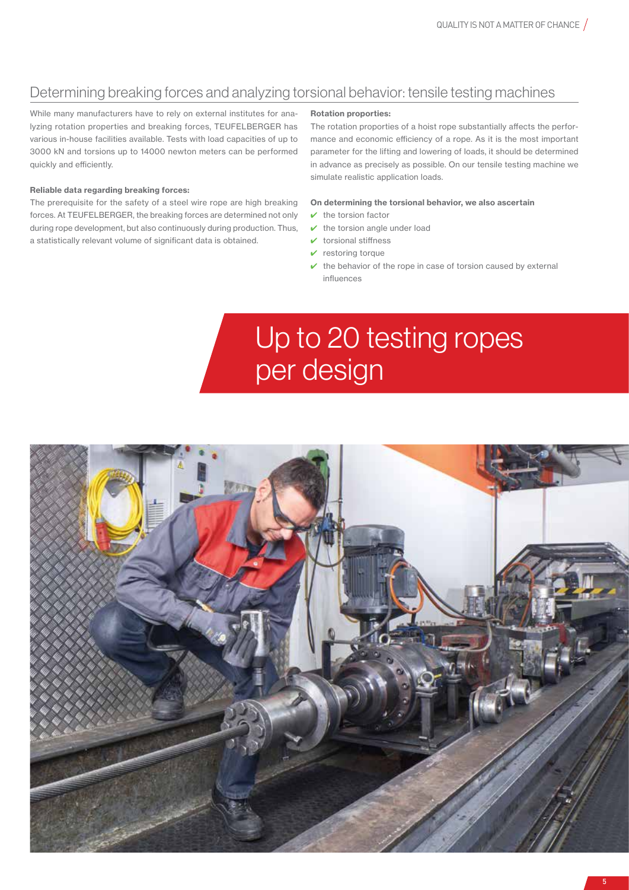## Determining breaking forces and analyzing torsional behavior: tensile testing machines

While many manufacturers have to rely on external institutes for analyzing rotation properties and breaking forces, TEUFELBERGER has various in-house facilities available. Tests with load capacities of up to 3000 kN and torsions up to 14000 newton meters can be performed quickly and efficiently.

**Reliable data regarding breaking forces:**

The prerequisite for the safety of a steel wire rope are high breaking forces. At TEUFELBERGER, the breaking forces are determined not only during rope development, but also continuously during production. Thus, a statistically relevant volume of significant data is obtained.

**Rotation proporties:**

The rotation proporties of a hoist rope substantially affects the performance and economic efficiency of a rope. As it is the most important parameter for the lifting and lowering of loads, it should be determined in advance as precisely as possible. On our tensile testing machine we simulate realistic application loads.

**On determining the torsional behavior, we also ascertain**

- ✔ the torsion factor
- ✔ the torsion angle under load
- ✔ torsional stiffness
- ✔ restoring torque
- ✔ the behavior of the rope in case of torsion caused by external influences

# Up to 20 testing ropes per design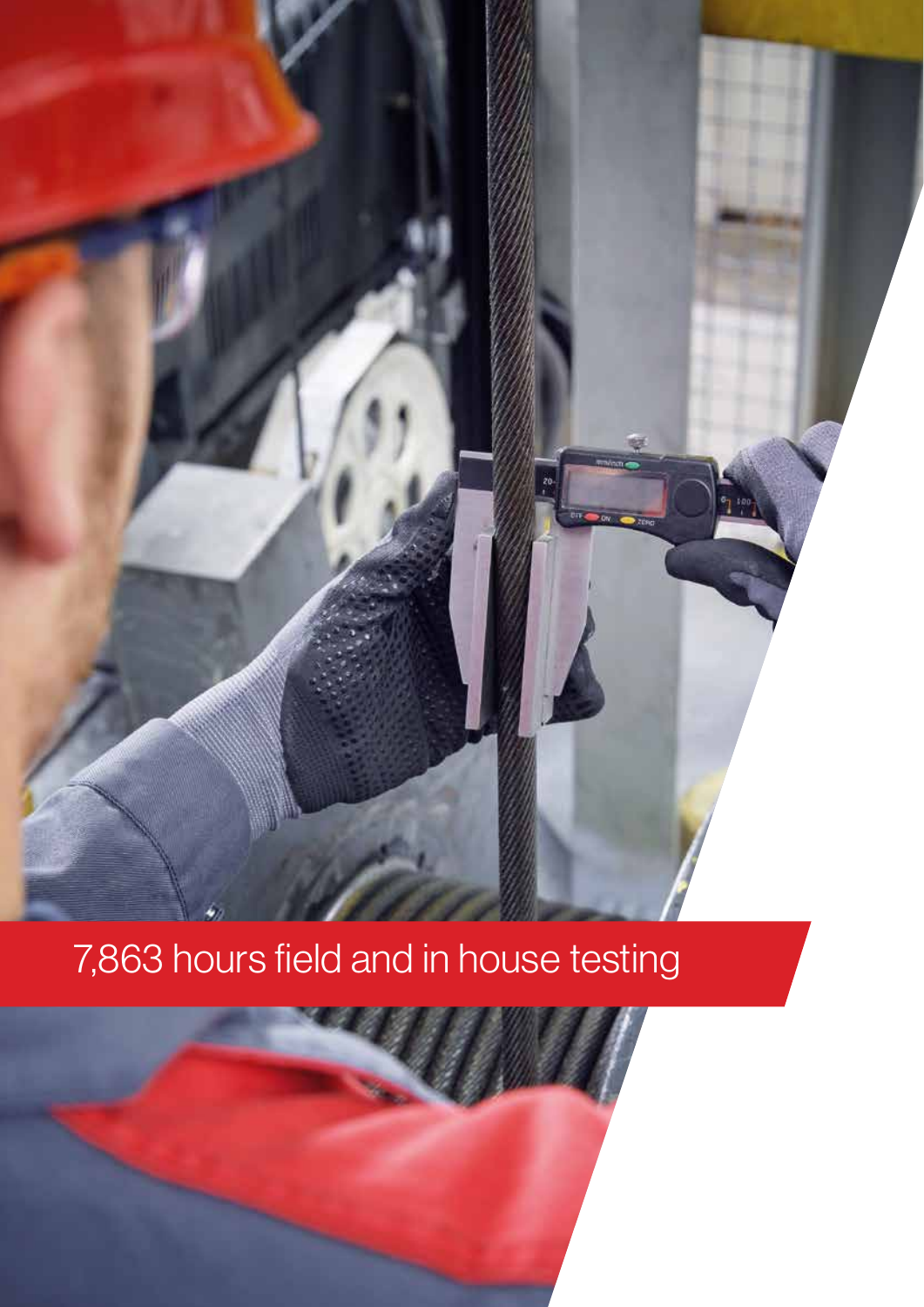7,863 hours field and in house testing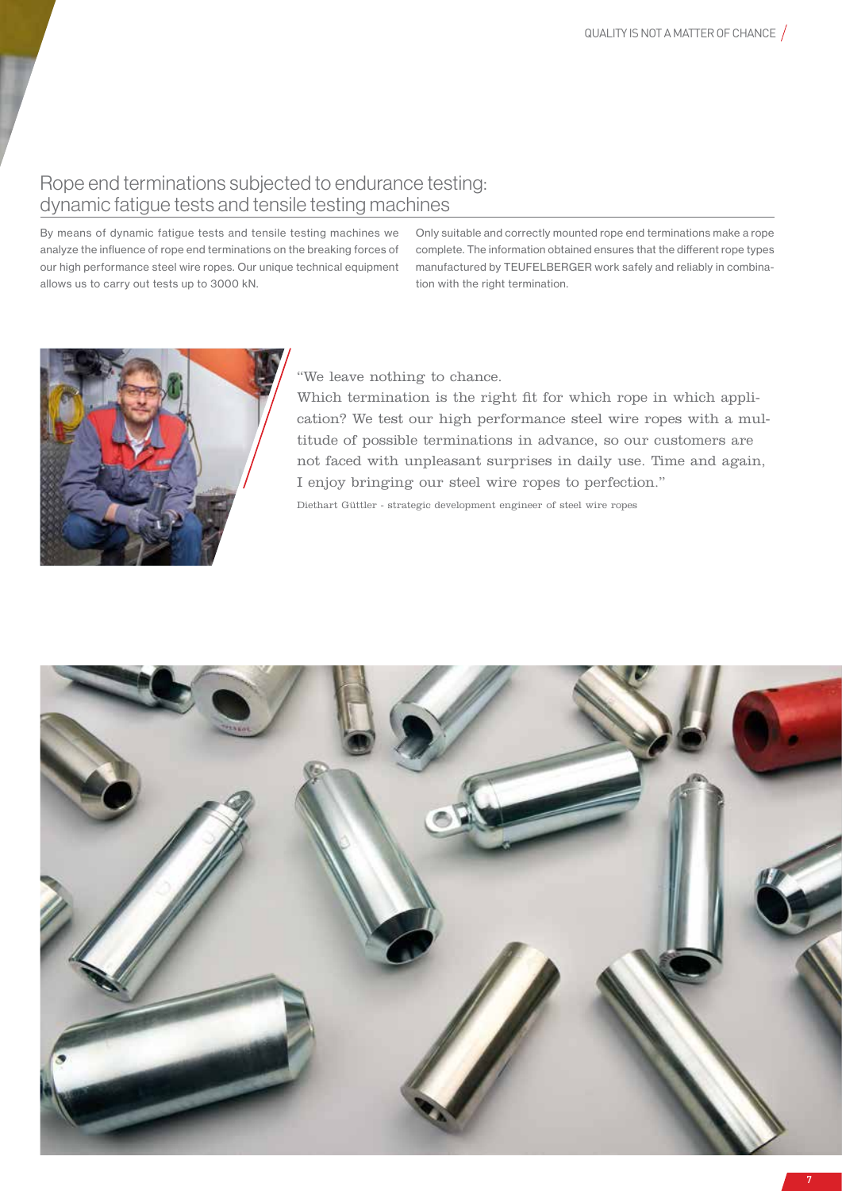## Rope end terminations subjected to endurance testing: dynamic fatigue tests and tensile testing machines

By means of dynamic fatigue tests and tensile testing machines we analyze the influence of rope end terminations on the breaking forces of our high performance steel wire ropes. Our unique technical equipment allows us to carry out tests up to 3000 kN.

Only suitable and correctly mounted rope end terminations make a rope complete. The information obtained ensures that the different rope types manufactured by TEUFELBERGER work safely and reliably in combination with the right termination.

"We leave nothing to chance.
Which termination is the right fit for which rope in which application? We test our high performance steel wire ropes with a multitude of possible terminations in advance, so our customers are not faced with unpleasant surprises in daily use. Time and again, I enjoy bringing our steel wire ropes to perfection."

Diethart Güttler - strategic development engineer of steel wire ropes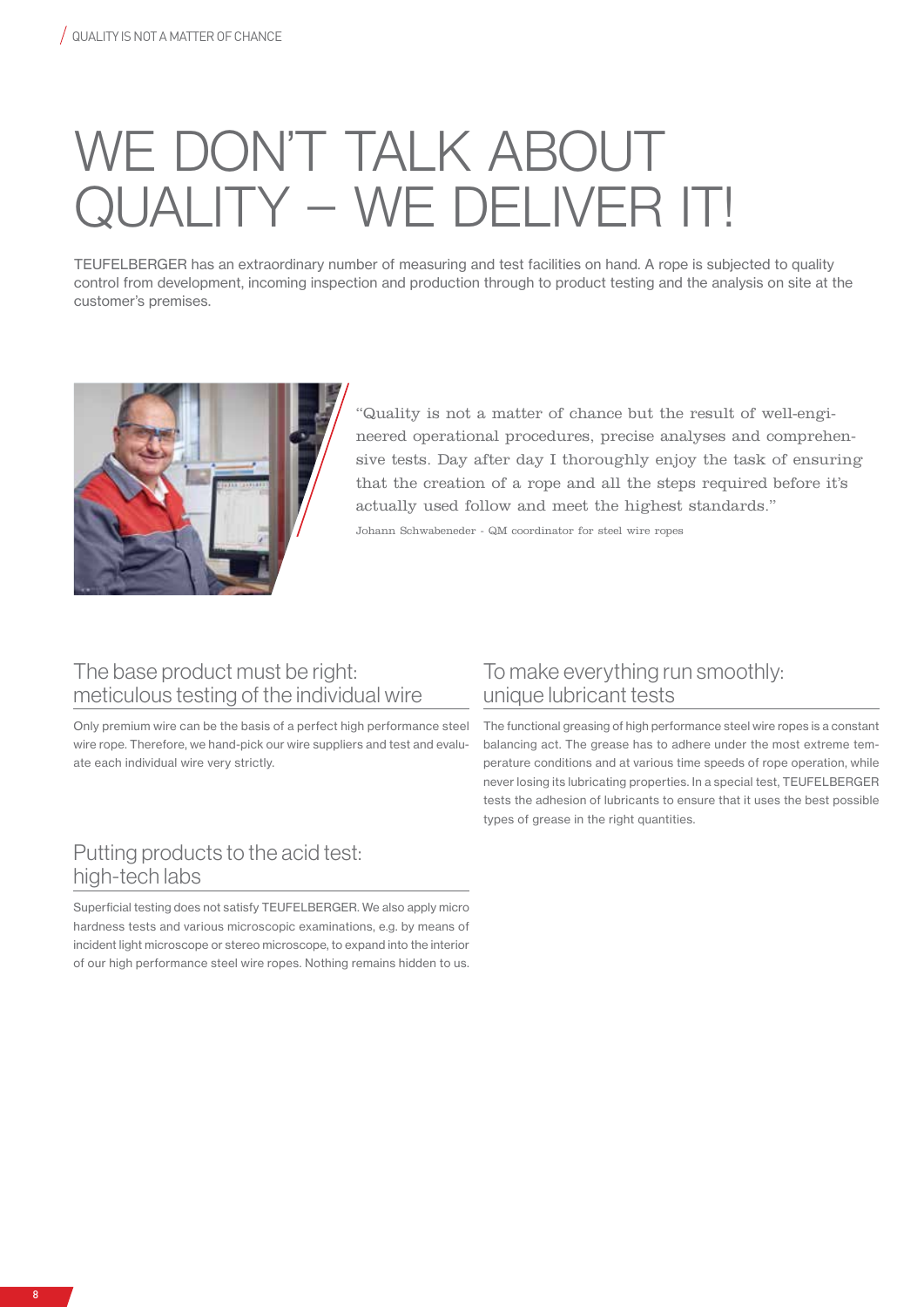# WE DON'T TALK ABOUT QUALITY – WE DELIVER IT!

TEUFELBERGER has an extraordinary number of measuring and test facilities on hand. A rope is subjected to quality control from development, incoming inspection and production through to product testing and the analysis on site at the customer's premises.

"Quality is not a matter of chance but the result of well-engineered operational procedures, precise analyses and comprehensive tests. Day after day I thoroughly enjoy the task of ensuring that the creation of a rope and all the steps required before it's actually used follow and meet the highest standards."

Johann Schwabeneder - QM coordinator for steel wire ropes

## The base product must be right: meticulous testing of the individual wire

Only premium wire can be the basis of a perfect high performance steel wire rope. Therefore, we hand-pick our wire suppliers and test and evaluate each individual wire very strictly.

## Putting products to the acid test: high-tech labs

Superficial testing does not satisfy TEUFELBERGER. We also apply micro hardness tests and various microscopic examinations, e.g. by means of incident light microscope or stereo microscope, to expand into the interior of our high performance steel wire ropes. Nothing remains hidden to us.

## To make everything run smoothly: unique lubricant tests

The functional greasing of high performance steel wire ropes is a constant balancing act. The grease has to adhere under the most extreme temperature conditions and at various time speeds of rope operation, while never losing its lubricating properties. In a special test, TEUFELBERGER tests the adhesion of lubricants to ensure that it uses the best possible types of grease in the right quantities.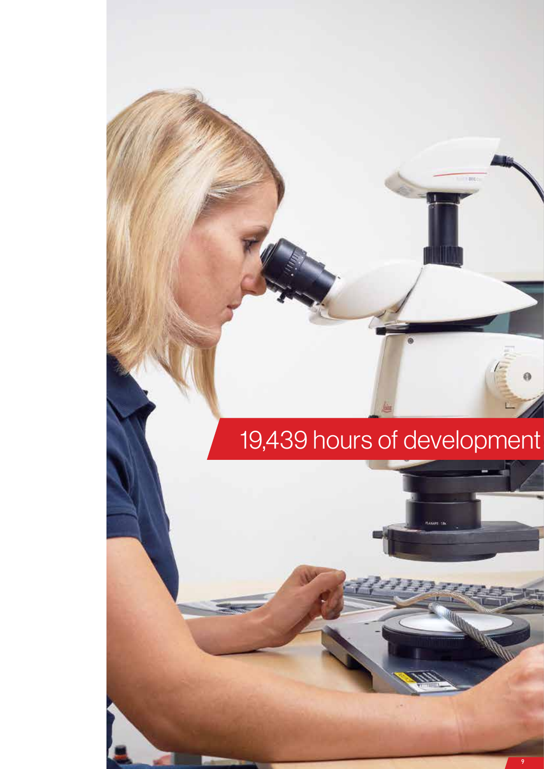19,439 hours of development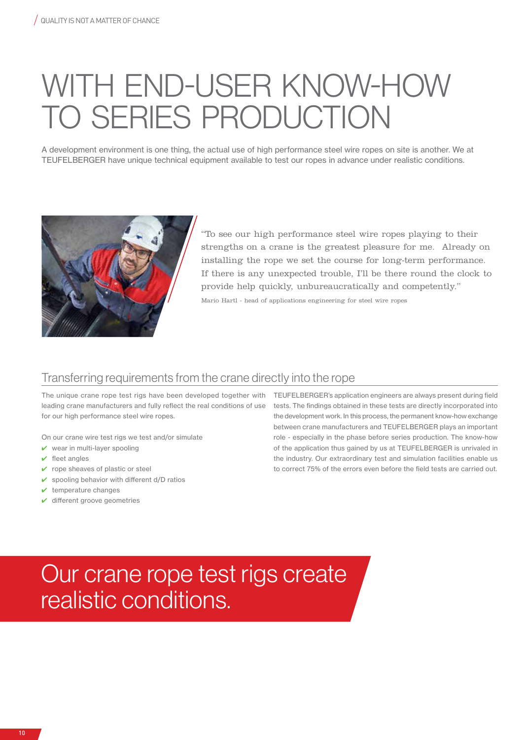# WITH END-USER KNOW-HOW TO SERIES PRODUCTION

A development environment is one thing, the actual use of high performance steel wire ropes on site is another. We at TEUFELBERGER have unique technical equipment available to test our ropes in advance under realistic conditions.

"To see our high performance steel wire ropes playing to their strengths on a crane is the greatest pleasure for me. Already on installing the rope we set the course for long-term performance. If there is any unexpected trouble, I'll be there round the clock to provide help quickly, unbureaucratically and competently."

Mario Hartl - head of applications engineering for steel wire ropes

## Transferring requirements from the crane directly into the rope

The unique crane rope test rigs have been developed together with leading crane manufacturers and fully reflect the real conditions of use for our high performance steel wire ropes.

On our crane wire test rigs we test and/or simulate

- ✔ wear in multi-layer spooling
- ✔ fleet angles
- ✔ rope sheaves of plastic or steel
- ✔ spooling behavior with different d/D ratios
- ✔ temperature changes
- ✔ different groove geometries

TEUFELBERGER's application engineers are always present during field tests. The findings obtained in these tests are directly incorporated into the development work. In this process, the permanent know-how exchange between crane manufacturers and TEUFELBERGER plays an important role - especially in the phase before series production. The know-how of the application thus gained by us at TEUFELBERGER is unrivaled in the industry. Our extraordinary test and simulation facilities enable us to correct 75% of the errors even before the field tests are carried out.

## Our crane rope test rigs create realistic conditions.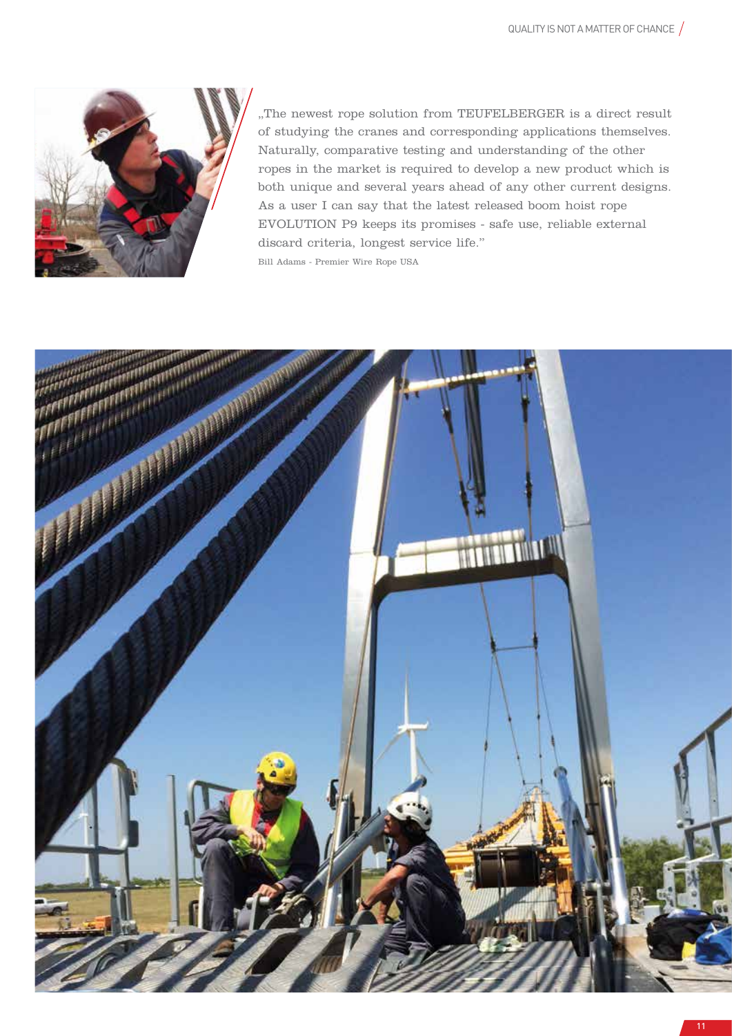„The newest rope solution from TEUFELBERGER is a direct result of studying the cranes and corresponding applications themselves. Naturally, comparative testing and understanding of the other ropes in the market is required to develop a new product which is both unique and several years ahead of any other current designs. As a user I can say that the latest released boom hoist rope EVOLUTION P9 keeps its promises - safe use, reliable external discard criteria, longest service life."

Bill Adams - Premier Wire Rope USA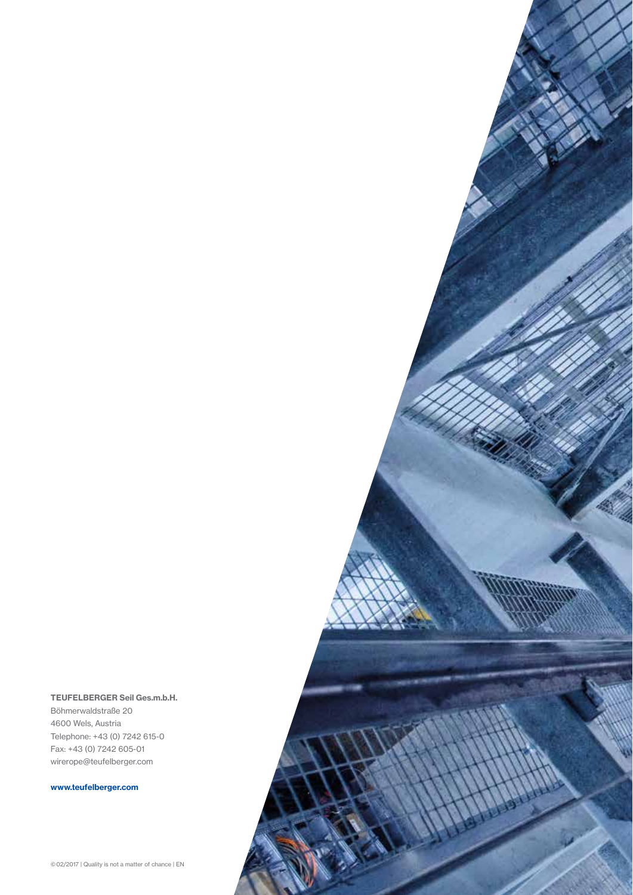**TEUFELBERGER Seil Ges.m.b.H.**
Böhmerwaldstraße 20
4600 Wels, Austria
Telephone: +43 (0) 7242 615-0
Fax: +43 (0) 7242 605-01
wirerope@teufelberger.com

**www.teufelberger.com**

© 02/2017 | Quality is not a matter of chance | EN